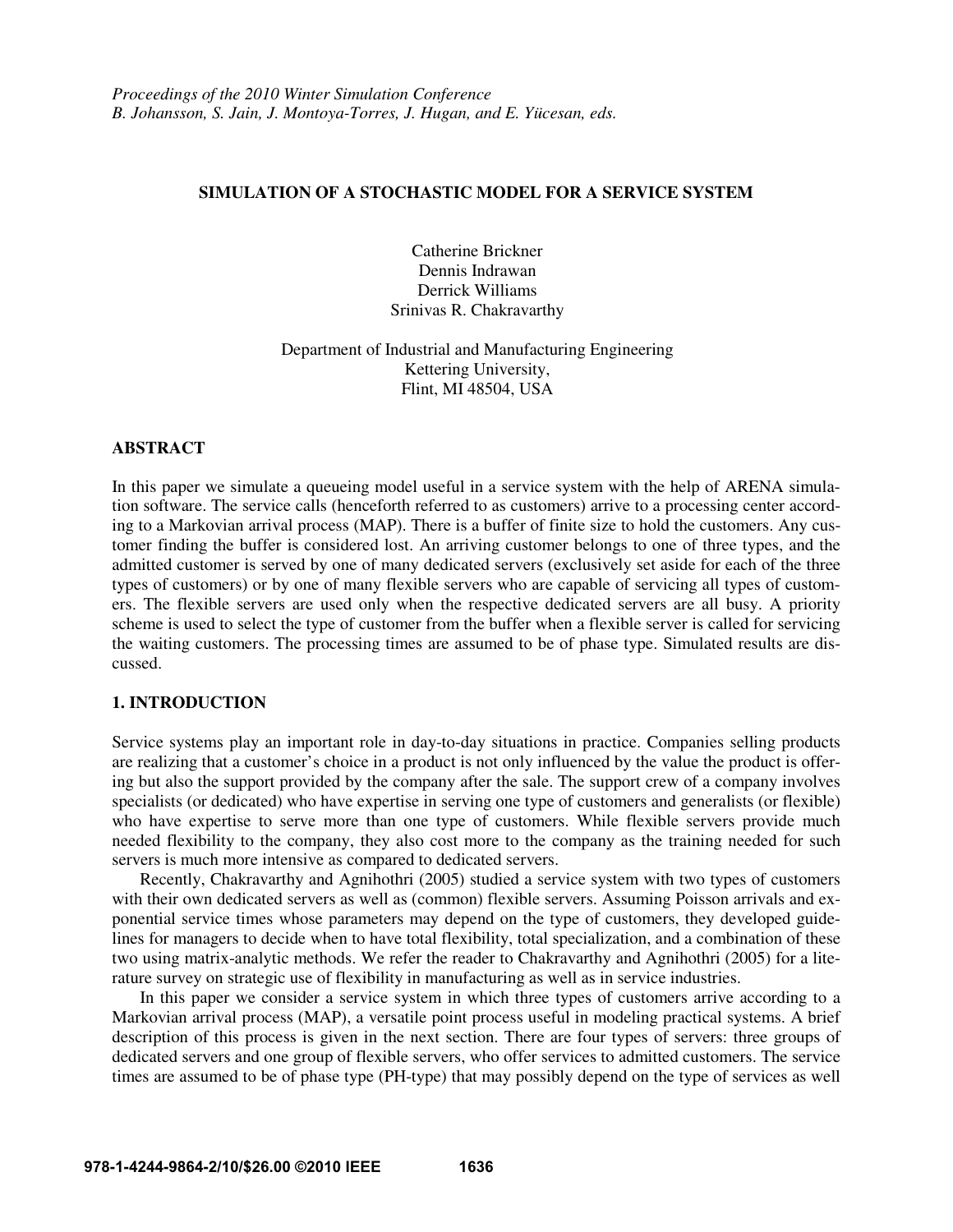*Proceedings of the 2010 Winter Simulation Conference*
*B. Johansson, S. Jain, J. Montoya-Torres, J. Hugan, and E. Yücesan, eds.*

# SIMULATION OF A STOCHASTIC MODEL FOR A SERVICE SYSTEM

Catherine Brickner
Dennis Indrawan
Derrick Williams
Srinivas R. Chakravarthy

Department of Industrial and Manufacturing Engineering
Kettering University,
Flint, MI 48504, USA

## ABSTRACT

In this paper we simulate a queueing model useful in a service system with the help of ARENA simulation software. The service calls (henceforth referred to as customers) arrive to a processing center according to a Markovian arrival process (MAP). There is a buffer of finite size to hold the customers. Any customer finding the buffer is considered lost. An arriving customer belongs to one of three types, and the admitted customer is served by one of many dedicated servers (exclusively set aside for each of the three types of customers) or by one of many flexible servers who are capable of servicing all types of customers. The flexible servers are used only when the respective dedicated servers are all busy. A priority scheme is used to select the type of customer from the buffer when a flexible server is called for servicing the waiting customers. The processing times are assumed to be of phase type. Simulated results are discussed.

## 1. INTRODUCTION

Service systems play an important role in day-to-day situations in practice. Companies selling products are realizing that a customer's choice in a product is not only influenced by the value the product is offering but also the support provided by the company after the sale. The support crew of a company involves specialists (or dedicated) who have expertise in serving one type of customers and generalists (or flexible) who have expertise to serve more than one type of customers. While flexible servers provide much needed flexibility to the company, they also cost more to the company as the training needed for such servers is much more intensive as compared to dedicated servers.

Recently, Chakravarthy and Agnihothri (2005) studied a service system with two types of customers with their own dedicated servers as well as (common) flexible servers. Assuming Poisson arrivals and exponential service times whose parameters may depend on the type of customers, they developed guidelines for managers to decide when to have total flexibility, total specialization, and a combination of these two using matrix-analytic methods. We refer the reader to Chakravarthy and Agnihothri (2005) for a literature survey on strategic use of flexibility in manufacturing as well as in service industries.

In this paper we consider a service system in which three types of customers arrive according to a Markovian arrival process (MAP), a versatile point process useful in modeling practical systems. A brief description of this process is given in the next section. There are four types of servers: three groups of dedicated servers and one group of flexible servers, who offer services to admitted customers. The service times are assumed to be of phase type (PH-type) that may possibly depend on the type of services as well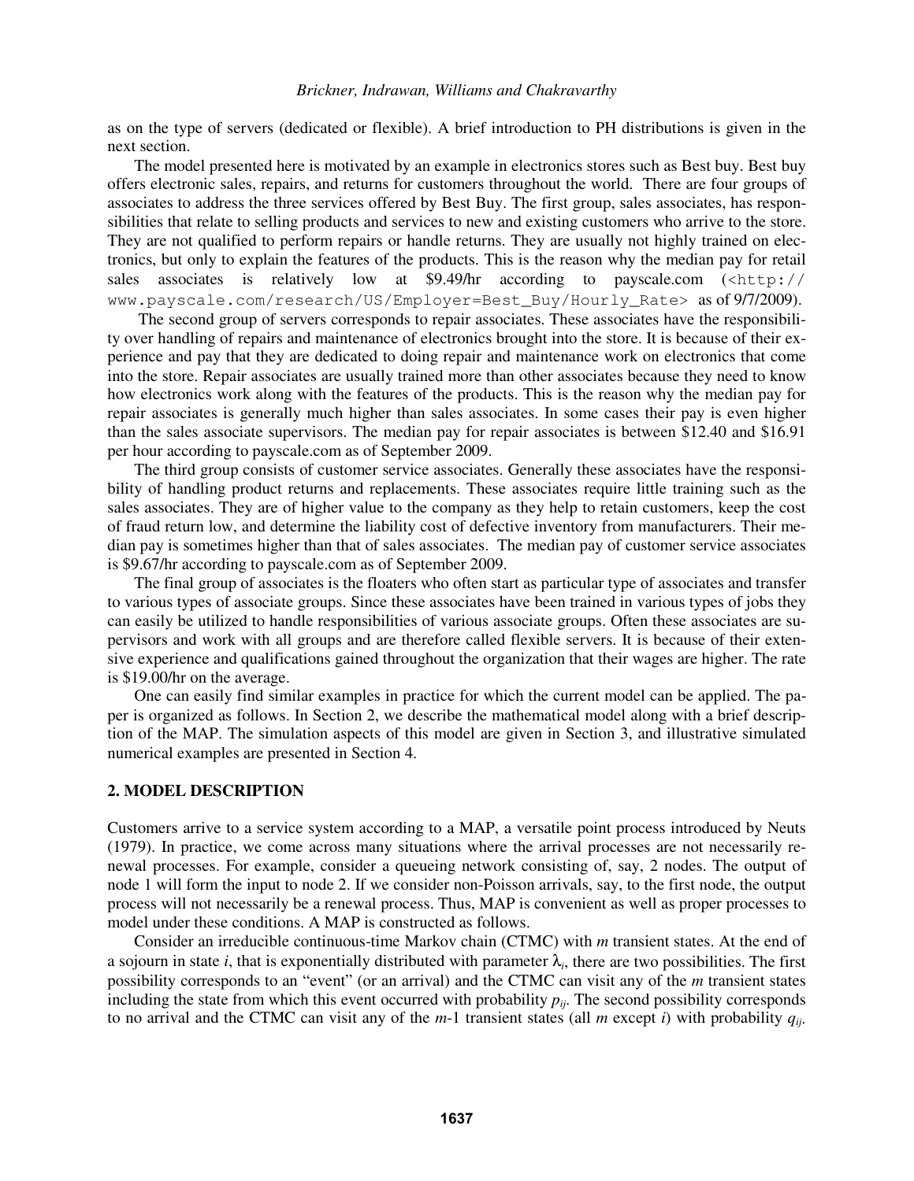as on the type of servers (dedicated or flexible). A brief introduction to PH distributions is given in the next section.

The model presented here is motivated by an example in electronics stores such as Best buy. Best buy offers electronic sales, repairs, and returns for customers throughout the world. There are four groups of associates to address the three services offered by Best Buy. The first group, sales associates, has responsibilities that relate to selling products and services to new and existing customers who arrive to the store. They are not qualified to perform repairs or handle returns. They are usually not highly trained on electronics, but only to explain the features of the products. This is the reason why the median pay for retail sales associates is relatively low at $9.49/hr according to payscale.com (<http://www.payscale.com/research/US/Employer=Best_Buy/Hourly_Rate> as of 9/7/2009).

The second group of servers corresponds to repair associates. These associates have the responsibility over handling of repairs and maintenance of electronics brought into the store. It is because of their experience and pay that they are dedicated to doing repair and maintenance work on electronics that come into the store. Repair associates are usually trained more than other associates because they need to know how electronics work along with the features of the products. This is the reason why the median pay for repair associates is generally much higher than sales associates. In some cases their pay is even higher than the sales associate supervisors. The median pay for repair associates is between $12.40 and $16.91 per hour according to payscale.com as of September 2009.

The third group consists of customer service associates. Generally these associates have the responsibility of handling product returns and replacements. These associates require little training such as the sales associates. They are of higher value to the company as they help to retain customers, keep the cost of fraud return low, and determine the liability cost of defective inventory from manufacturers. Their median pay is sometimes higher than that of sales associates. The median pay of customer service associates is $9.67/hr according to payscale.com as of September 2009.

The final group of associates is the floaters who often start as particular type of associates and transfer to various types of associate groups. Since these associates have been trained in various types of jobs they can easily be utilized to handle responsibilities of various associate groups. Often these associates are supervisors and work with all groups and are therefore called flexible servers. It is because of their extensive experience and qualifications gained throughout the organization that their wages are higher. The rate is $19.00/hr on the average.

One can easily find similar examples in practice for which the current model can be applied. The paper is organized as follows. In Section 2, we describe the mathematical model along with a brief description of the MAP. The simulation aspects of this model are given in Section 3, and illustrative simulated numerical examples are presented in Section 4.

## 2. MODEL DESCRIPTION

Customers arrive to a service system according to a MAP, a versatile point process introduced by Neuts (1979). In practice, we come across many situations where the arrival processes are not necessarily renewal processes. For example, consider a queueing network consisting of, say, 2 nodes. The output of node 1 will form the input to node 2. If we consider non-Poisson arrivals, say, to the first node, the output process will not necessarily be a renewal process. Thus, MAP is convenient as well as proper processes to model under these conditions. A MAP is constructed as follows.

Consider an irreducible continuous-time Markov chain (CTMC) with $m$ transient states. At the end of a sojourn in state $i$, that is exponentially distributed with parameter $\lambda_i$, there are two possibilities. The first possibility corresponds to an "event" (or an arrival) and the CTMC can visit any of the $m$ transient states including the state from which this event occurred with probability $p_{ij}$. The second possibility corresponds to no arrival and the CTMC can visit any of the $m$-1 transient states (all $m$ except $i$) with probability $q_{ij}$.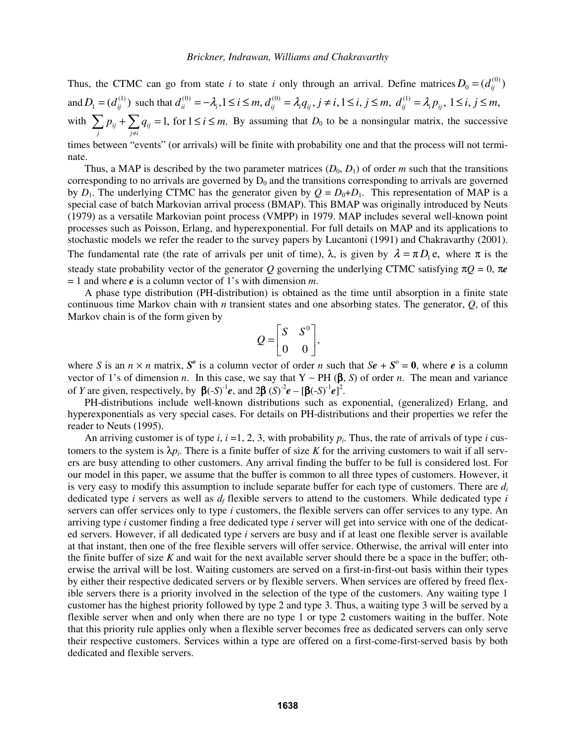Thus, the CTMC can go from state $i$ to state $i$ only through an arrival. Define matrices $D_0 = (d_{ij}^{(0)})$ and $D_1 = (d_{ij}^{(1)})$ such that $d_{ii}^{(0)} = -\lambda_i, 1 \le i \le m,\ d_{ij}^{(0)} = \lambda_i q_{ij},\ j \ne i, 1 \le i, j \le m,\ d_{ij}^{(1)} = \lambda_i p_{ij},\ 1 \le i, j \le m,$ with $\sum_j p_{ij} + \sum_{j \ne i} q_{ij} = 1,$ for $1 \le i \le m.$ By assuming that $D_0$ to be a nonsingular matrix, the successive times between "events" (or arrivals) will be finite with probability one and that the process will not terminate.

Thus, a MAP is described by the two parameter matrices ($D_0$, $D_1$) of order $m$ such that the transitions corresponding to no arrivals are governed by $D_0$ and the transitions corresponding to arrivals are governed by $D_1$. The underlying CTMC has the generator given by $Q = D_0+D_1$. This representation of MAP is a special case of batch Markovian arrival process (BMAP). This BMAP was originally introduced by Neuts (1979) as a versatile Markovian point process (VMPP) in 1979. MAP includes several well-known point processes such as Poisson, Erlang, and hyperexponential. For full details on MAP and its applications to stochastic models we refer the reader to the survey papers by Lucantoni (1991) and Chakravarthy (2001). The fundamental rate (the rate of arrivals per unit of time), $\lambda$, is given by $\lambda = \pi D_1 e$, where $\pi$ is the steady state probability vector of the generator $Q$ governing the underlying CTMC satisfying $\pi Q = 0$, $\pi \boldsymbol{e} = 1$ and where $\boldsymbol{e}$ is a column vector of 1's with dimension $m$.

A phase type distribution (PH-distribution) is obtained as the time until absorption in a finite state continuous time Markov chain with $n$ transient states and one absorbing states. The generator, $Q$, of this Markov chain is of the form given by

$$Q = \begin{bmatrix} S & S^0 \\ 0 & 0 \end{bmatrix},$$

where $S$ is an $n \times n$ matrix, $\boldsymbol{S^o}$ is a column vector of order $n$ such that $S\boldsymbol{e} + \boldsymbol{S}^o = \boldsymbol{0}$, where $\boldsymbol{e}$ is a column vector of 1's of dimension $n$. In this case, we say that $Y \sim$ PH ($\boldsymbol{\beta}$, $S$) of order $n$. The mean and variance of $Y$ are given, respectively, by $\boldsymbol{\beta}(-S)^{-1}\boldsymbol{e}$, and $2\boldsymbol{\beta}\,(S)^{-2}\boldsymbol{e} - [\boldsymbol{\beta}(-S)^{-1}\boldsymbol{e}]^2$.

PH-distributions include well-known distributions such as exponential, (generalized) Erlang, and hyperexponentials as very special cases. For details on PH-distributions and their properties we refer the reader to Neuts (1995).

An arriving customer is of type $i$, $i$ =1, 2, 3, with probability $p_i$. Thus, the rate of arrivals of type $i$ customers to the system is $\lambda p_i$. There is a finite buffer of size $K$ for the arriving customers to wait if all servers are busy attending to other customers. Any arrival finding the buffer to be full is considered lost. For our model in this paper, we assume that the buffer is common to all three types of customers. However, it is very easy to modify this assumption to include separate buffer for each type of customers. There are $d_i$ dedicated type $i$ servers as well as $d_f$ flexible servers to attend to the customers. While dedicated type $i$ servers can offer services only to type $i$ customers, the flexible servers can offer services to any type. An arriving type $i$ customer finding a free dedicated type $i$ server will get into service with one of the dedicated servers. However, if all dedicated type $i$ servers are busy and if at least one flexible server is available at that instant, then one of the free flexible servers will offer service. Otherwise, the arrival will enter into the finite buffer of size $K$ and wait for the next available server should there be a space in the buffer; otherwise the arrival will be lost. Waiting customers are served on a first-in-first-out basis within their types by either their respective dedicated servers or by flexible servers. When services are offered by freed flexible servers there is a priority involved in the selection of the type of the customers. Any waiting type 1 customer has the highest priority followed by type 2 and type 3. Thus, a waiting type 3 will be served by a flexible server when and only when there are no type 1 or type 2 customers waiting in the buffer. Note that this priority rule applies only when a flexible server becomes free as dedicated servers can only serve their respective customers. Services within a type are offered on a first-come-first-served basis by both dedicated and flexible servers.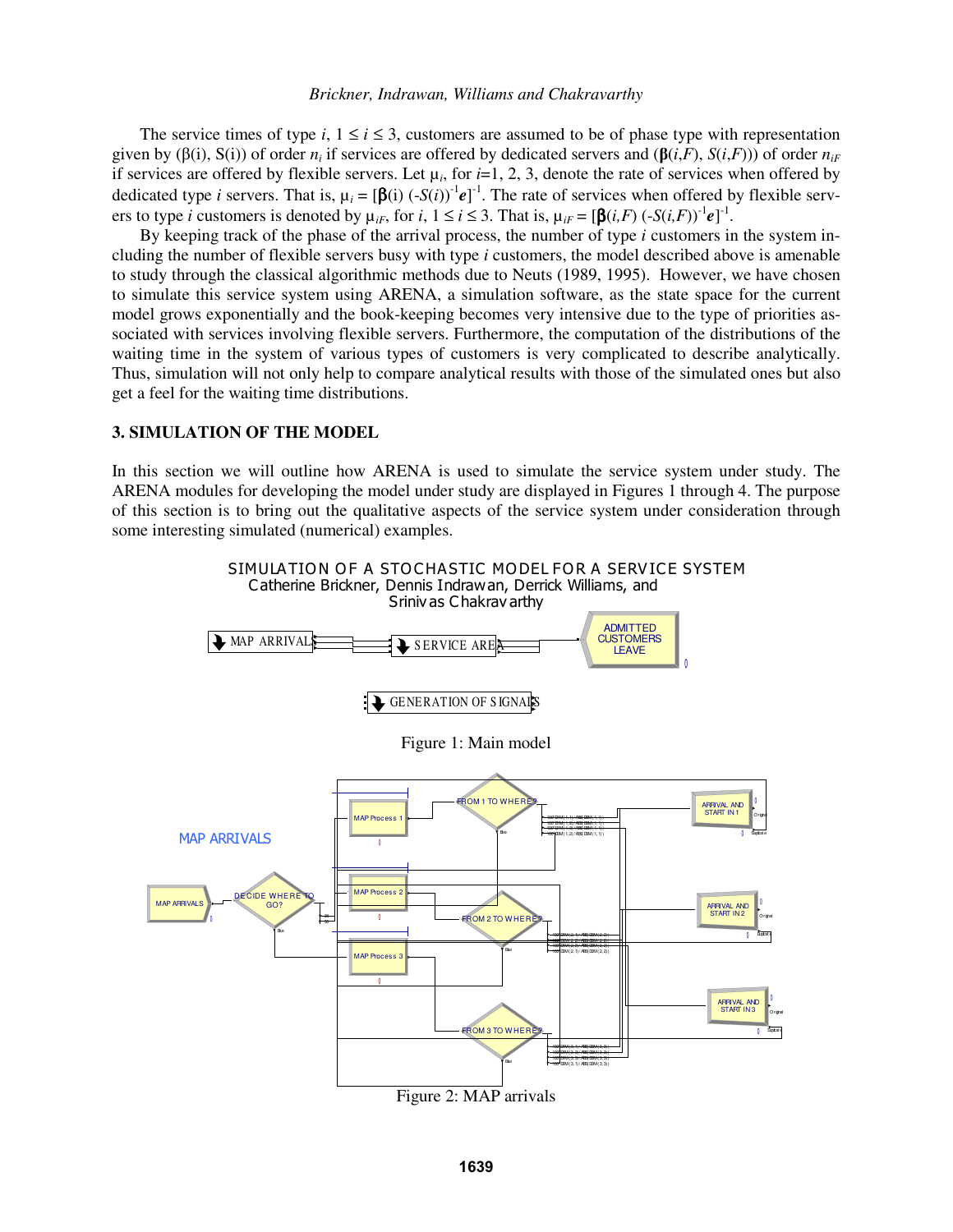The service times of type $i$, $1 \le i \le 3$, customers are assumed to be of phase type with representation given by $(\beta(i), S(i))$ of order $n_i$ if services are offered by dedicated servers and $(\boldsymbol{\beta}(i,F), S(i,F))$ of order $n_{iF}$ if services are offered by flexible servers. Let $\mu_i$, for $i$=1, 2, 3, denote the rate of services when offered by dedicated type $i$ servers. That is, $\mu_i = [\boldsymbol{\beta}(i)\,(-S(i))^{-1}\boldsymbol{e}]^{-1}$. The rate of services when offered by flexible servers to type $i$ customers is denoted by $\mu_{iF}$, for $i$, $1 \le i \le 3$. That is, $\mu_{iF} = [\boldsymbol{\beta}(i,F)\,(-S(i,F))^{-1}\boldsymbol{e}]^{-1}$.

By keeping track of the phase of the arrival process, the number of type $i$ customers in the system including the number of flexible servers busy with type $i$ customers, the model described above is amenable to study through the classical algorithmic methods due to Neuts (1989, 1995). However, we have chosen to simulate this service system using ARENA, a simulation software, as the state space for the current model grows exponentially and the book-keeping becomes very intensive due to the type of priorities associated with services involving flexible servers. Furthermore, the computation of the distributions of the waiting time in the system of various types of customers is very complicated to describe analytically. Thus, simulation will not only help to compare analytical results with those of the simulated ones but also get a feel for the waiting time distributions.

## 3. SIMULATION OF THE MODEL

In this section we will outline how ARENA is used to simulate the service system under study. The ARENA modules for developing the model under study are displayed in Figures 1 through 4. The purpose of this section is to bring out the qualitative aspects of the service system under consideration through some interesting simulated (numerical) examples.

Figure 1: Main model

Figure 2: MAP arrivals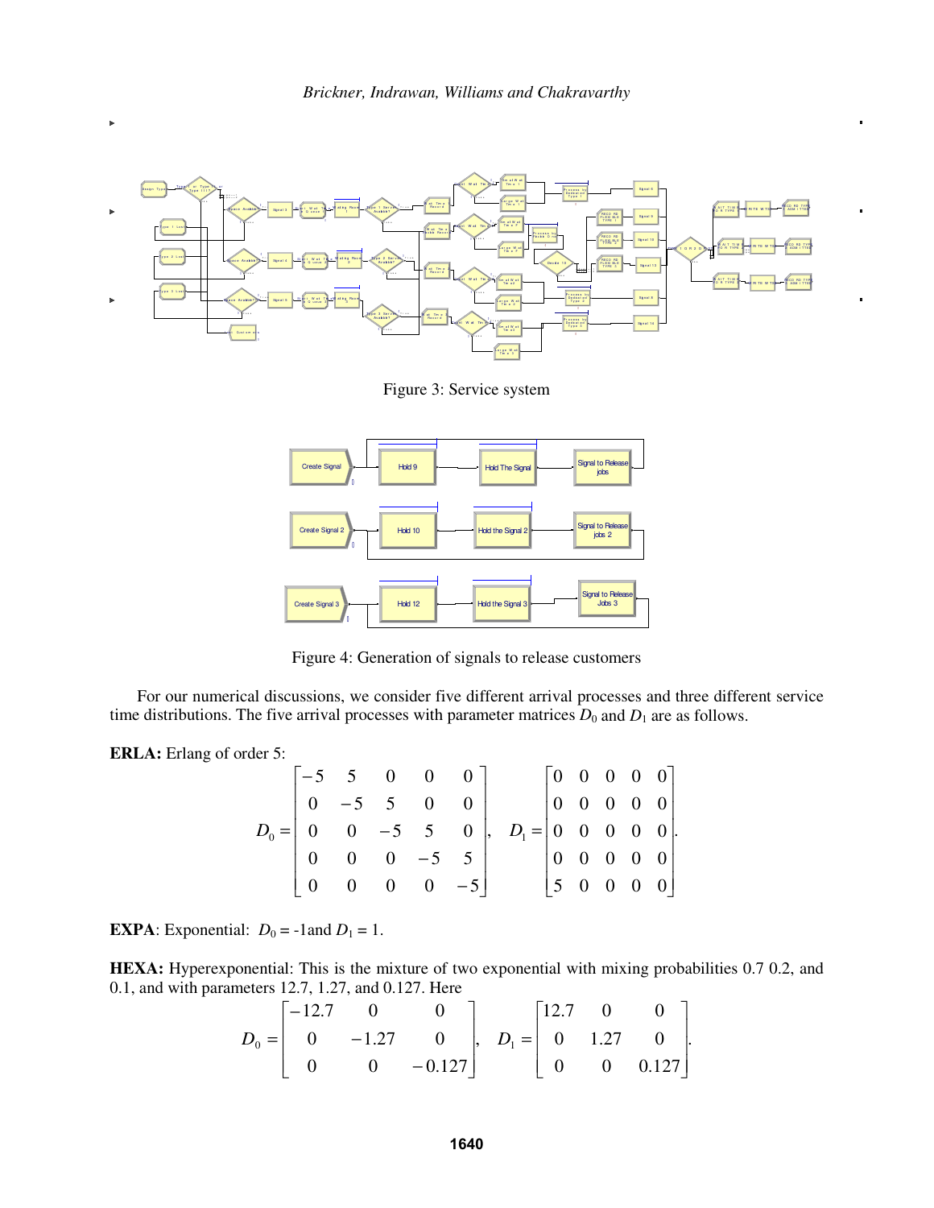Figure 3: Service system

Figure 4: Generation of signals to release customers

For our numerical discussions, we consider five different arrival processes and three different service time distributions. The five arrival processes with parameter matrices $D_0$ and $D_1$ are as follows.

**ERLA:** Erlang of order 5:

$$D_0 = \begin{bmatrix} -5 & 5 & 0 & 0 & 0 \\ 0 & -5 & 5 & 0 & 0 \\ 0 & 0 & -5 & 5 & 0 \\ 0 & 0 & 0 & -5 & 5 \\ 0 & 0 & 0 & 0 & -5 \end{bmatrix}, \quad D_1 = \begin{bmatrix} 0 & 0 & 0 & 0 & 0 \\ 0 & 0 & 0 & 0 & 0 \\ 0 & 0 & 0 & 0 & 0 \\ 0 & 0 & 0 & 0 & 0 \\ 5 & 0 & 0 & 0 & 0 \end{bmatrix}.$$

**EXPA**: Exponential: $D_0$ = -1and $D_1$ = 1.

**HEXA:** Hyperexponential: This is the mixture of two exponential with mixing probabilities 0.7 0.2, and 0.1, and with parameters 12.7, 1.27, and 0.127. Here

$$D_0 = \begin{bmatrix} -12.7 & 0 & 0 \\ 0 & -1.27 & 0 \\ 0 & 0 & -0.127 \end{bmatrix}, \quad D_1 = \begin{bmatrix} 12.7 & 0 & 0 \\ 0 & 1.27 & 0 \\ 0 & 0 & 0.127 \end{bmatrix}.$$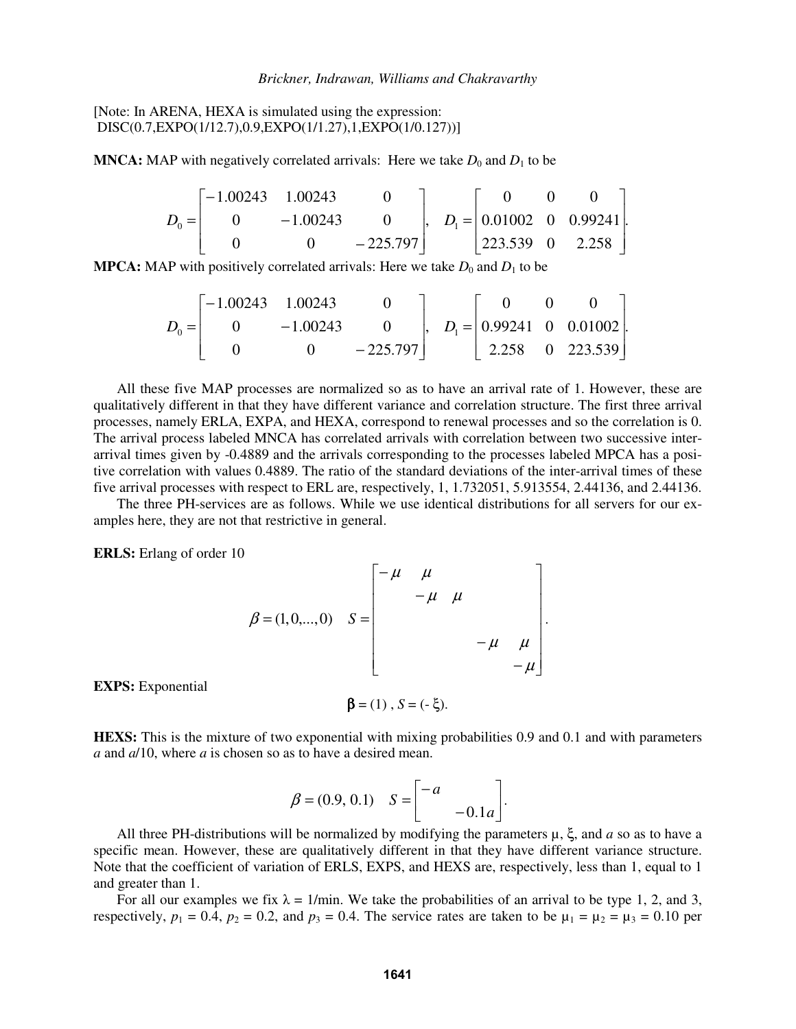[Note: In ARENA, HEXA is simulated using the expression:
DISC(0.7,EXPO(1/12.7),0.9,EXPO(1/1.27),1,EXPO(1/0.127))]

**MNCA:** MAP with negatively correlated arrivals: Here we take $D_0$ and $D_1$ to be

$$D_0 = \begin{bmatrix} -1.00243 & 1.00243 & 0 \\ 0 & -1.00243 & 0 \\ 0 & 0 & -225.797 \end{bmatrix}, \quad D_1 = \begin{bmatrix} 0 & 0 & 0 \\ 0.01002 & 0 & 0.99241 \\ 223.539 & 0 & 2.258 \end{bmatrix}.$$

**MPCA:** MAP with positively correlated arrivals: Here we take $D_0$ and $D_1$ to be

$$D_0 = \begin{bmatrix} -1.00243 & 1.00243 & 0 \\ 0 & -1.00243 & 0 \\ 0 & 0 & -225.797 \end{bmatrix}, \quad D_1 = \begin{bmatrix} 0 & 0 & 0 \\ 0.99241 & 0 & 0.01002 \\ 2.258 & 0 & 223.539 \end{bmatrix}.$$

All these five MAP processes are normalized so as to have an arrival rate of 1. However, these are qualitatively different in that they have different variance and correlation structure. The first three arrival processes, namely ERLA, EXPA, and HEXA, correspond to renewal processes and so the correlation is 0. The arrival process labeled MNCA has correlated arrivals with correlation between two successive inter-arrival times given by -0.4889 and the arrivals corresponding to the processes labeled MPCA has a positive correlation with values 0.4889. The ratio of the standard deviations of the inter-arrival times of these five arrival processes with respect to ERL are, respectively, 1, 1.732051, 5.913554, 2.44136, and 2.44136.

The three PH-services are as follows. While we use identical distributions for all servers for our examples here, they are not that restrictive in general.

**ERLS:** Erlang of order 10

$$\beta = (1, 0, \ldots, 0) \quad S = \begin{bmatrix} -\mu & \mu & & & \\ & -\mu & \mu & & \\ & & & & \\ & & & -\mu & \mu \\ & & & & -\mu \end{bmatrix}.$$

**EXPS:** Exponential

$$\beta = (1), \; S = (-\xi).$$

**HEXS:** This is the mixture of two exponential with mixing probabilities 0.9 and 0.1 and with parameters $a$ and $a/10$, where $a$ is chosen so as to have a desired mean.

$$\beta = (0.9, \, 0.1) \quad S = \begin{bmatrix} -a & \\ & -0.1a \end{bmatrix}.$$

All three PH-distributions will be normalized by modifying the parameters $\mu$, $\xi$, and $a$ so as to have a specific mean. However, these are qualitatively different in that they have different variance structure. Note that the coefficient of variation of ERLS, EXPS, and HEXS are, respectively, less than 1, equal to 1 and greater than 1.

For all our examples we fix $\lambda = 1$/min. We take the probabilities of an arrival to be type 1, 2, and 3, respectively, $p_1 = 0.4$, $p_2 = 0.2$, and $p_3 = 0.4$. The service rates are taken to be $\mu_1 = \mu_2 = \mu_3 = 0.10$ per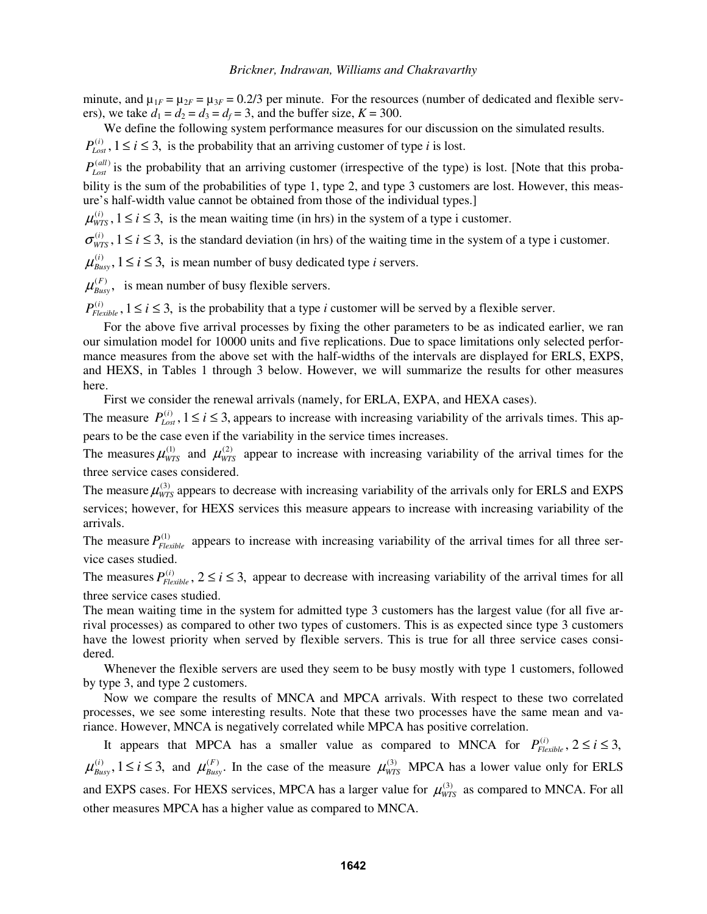minute, and $\mu_{1F} = \mu_{2F} = \mu_{3F} = 0.2/3$ per minute. For the resources (number of dedicated and flexible servers), we take $d_1 = d_2 = d_3 = d_f = 3$, and the buffer size, $K = 300$.

We define the following system performance measures for our discussion on the simulated results.

$P_{Lost}^{(i)}, 1 \le i \le 3,$ is the probability that an arriving customer of type *i* is lost.

$P_{Lost}^{(all)}$ is the probability that an arriving customer (irrespective of the type) is lost. [Note that this probability is the sum of the probabilities of type 1, type 2, and type 3 customers are lost. However, this measure's half-width value cannot be obtained from those of the individual types.]

$\mu_{WTS}^{(i)}, 1 \le i \le 3,$ is the mean waiting time (in hrs) in the system of a type i customer.

$\sigma_{WTS}^{(i)}, 1 \le i \le 3,$ is the standard deviation (in hrs) of the waiting time in the system of a type i customer.

$\mu_{Busy}^{(i)}, 1 \le i \le 3,$ is mean number of busy dedicated type *i* servers.

$\mu_{Busy}^{(F)},$ is mean number of busy flexible servers.

$P_{Flexible}^{(i)}, 1 \le i \le 3,$ is the probability that a type *i* customer will be served by a flexible server.

For the above five arrival processes by fixing the other parameters to be as indicated earlier, we ran our simulation model for 10000 units and five replications. Due to space limitations only selected performance measures from the above set with the half-widths of the intervals are displayed for ERLS, EXPS, and HEXS, in Tables 1 through 3 below. However, we will summarize the results for other measures here.

First we consider the renewal arrivals (namely, for ERLA, EXPA, and HEXA cases).

The measure $P_{Lost}^{(i)}, 1 \le i \le 3,$ appears to increase with increasing variability of the arrivals times. This appears to be the case even if the variability in the service times increases.

The measures $\mu_{WTS}^{(1)}$ and $\mu_{WTS}^{(2)}$ appear to increase with increasing variability of the arrival times for the three service cases considered.

The measure $\mu_{WTS}^{(3)}$ appears to decrease with increasing variability of the arrivals only for ERLS and EXPS services; however, for HEXS services this measure appears to increase with increasing variability of the arrivals.

The measure $P_{Flexible}^{(1)}$ appears to increase with increasing variability of the arrival times for all three service cases studied.

The measures $P_{Flexible}^{(i)}, 2 \le i \le 3,$ appear to decrease with increasing variability of the arrival times for all three service cases studied.

The mean waiting time in the system for admitted type 3 customers has the largest value (for all five arrival processes) as compared to other two types of customers. This is as expected since type 3 customers have the lowest priority when served by flexible servers. This is true for all three service cases considered.

Whenever the flexible servers are used they seem to be busy mostly with type 1 customers, followed by type 3, and type 2 customers.

Now we compare the results of MNCA and MPCA arrivals. With respect to these two correlated processes, we see some interesting results. Note that these two processes have the same mean and variance. However, MNCA is negatively correlated while MPCA has positive correlation.

It appears that MPCA has a smaller value as compared to MNCA for $P_{Flexible}^{(i)}, 2 \le i \le 3,$ $\mu_{Busy}^{(i)}, 1 \le i \le 3,$ and $\mu_{Busy}^{(F)}$. In the case of the measure $\mu_{WTS}^{(3)}$ MPCA has a lower value only for ERLS and EXPS cases. For HEXS services, MPCA has a larger value for $\mu_{WTS}^{(3)}$ as compared to MNCA. For all other measures MPCA has a higher value as compared to MNCA.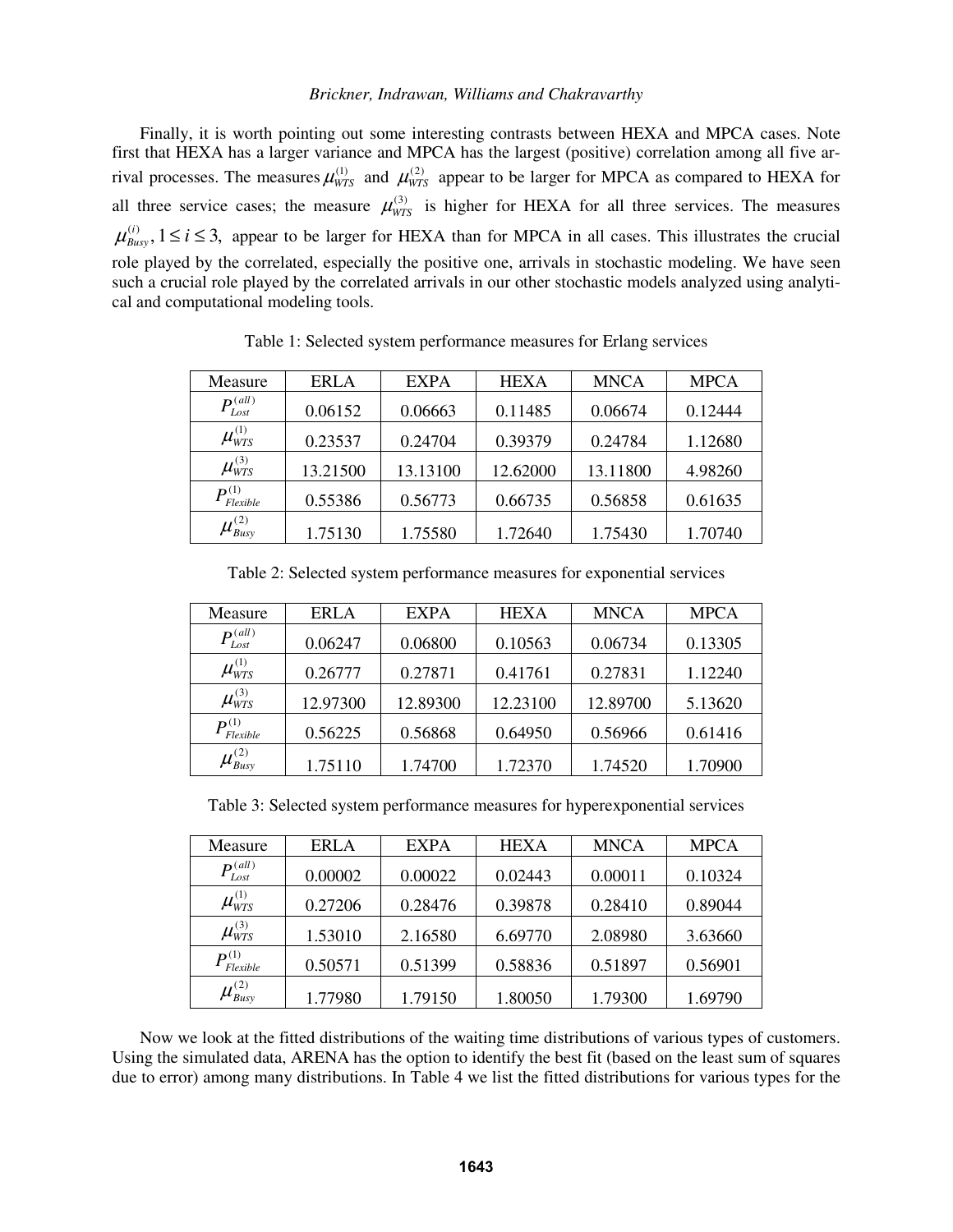Finally, it is worth pointing out some interesting contrasts between HEXA and MPCA cases. Note first that HEXA has a larger variance and MPCA has the largest (positive) correlation among all five arrival processes. The measures $\mu_{WTS}^{(1)}$ and $\mu_{WTS}^{(2)}$ appear to be larger for MPCA as compared to HEXA for all three service cases; the measure $\mu_{WTS}^{(3)}$ is higher for HEXA for all three services. The measures $\mu_{Busy}^{(i)}, 1 \le i \le 3,$ appear to be larger for HEXA than for MPCA in all cases. This illustrates the crucial role played by the correlated, especially the positive one, arrivals in stochastic modeling. We have seen such a crucial role played by the correlated arrivals in our other stochastic models analyzed using analytical and computational modeling tools.

Table 1: Selected system performance measures for Erlang services

| Measure | ERLA | EXPA | HEXA | MNCA | MPCA |
|---|---|---|---|---|---|
| $P_{Lost}^{(all)}$ | 0.06152 | 0.06663 | 0.11485 | 0.06674 | 0.12444 |
| $\mu_{WTS}^{(1)}$ | 0.23537 | 0.24704 | 0.39379 | 0.24784 | 1.12680 |
| $\mu_{WTS}^{(3)}$ | 13.21500 | 13.13100 | 12.62000 | 13.11800 | 4.98260 |
| $P_{Flexible}^{(1)}$ | 0.55386 | 0.56773 | 0.66735 | 0.56858 | 0.61635 |
| $\mu_{Busy}^{(2)}$ | 1.75130 | 1.75580 | 1.72640 | 1.75430 | 1.70740 |

Table 2: Selected system performance measures for exponential services

| Measure | ERLA | EXPA | HEXA | MNCA | MPCA |
|---|---|---|---|---|---|
| $P_{Lost}^{(all)}$ | 0.06247 | 0.06800 | 0.10563 | 0.06734 | 0.13305 |
| $\mu_{WTS}^{(1)}$ | 0.26777 | 0.27871 | 0.41761 | 0.27831 | 1.12240 |
| $\mu_{WTS}^{(3)}$ | 12.97300 | 12.89300 | 12.23100 | 12.89700 | 5.13620 |
| $P_{Flexible}^{(1)}$ | 0.56225 | 0.56868 | 0.64950 | 0.56966 | 0.61416 |
| $\mu_{Busy}^{(2)}$ | 1.75110 | 1.74700 | 1.72370 | 1.74520 | 1.70900 |

Table 3: Selected system performance measures for hyperexponential services

| Measure | ERLA | EXPA | HEXA | MNCA | MPCA |
|---|---|---|---|---|---|
| $P_{Lost}^{(all)}$ | 0.00002 | 0.00022 | 0.02443 | 0.00011 | 0.10324 |
| $\mu_{WTS}^{(1)}$ | 0.27206 | 0.28476 | 0.39878 | 0.28410 | 0.89044 |
| $\mu_{WTS}^{(3)}$ | 1.53010 | 2.16580 | 6.69770 | 2.08980 | 3.63660 |
| $P_{Flexible}^{(1)}$ | 0.50571 | 0.51399 | 0.58836 | 0.51897 | 0.56901 |
| $\mu_{Busy}^{(2)}$ | 1.77980 | 1.79150 | 1.80050 | 1.79300 | 1.69790 |

Now we look at the fitted distributions of the waiting time distributions of various types of customers. Using the simulated data, ARENA has the option to identify the best fit (based on the least sum of squares due to error) among many distributions. In Table 4 we list the fitted distributions for various types for the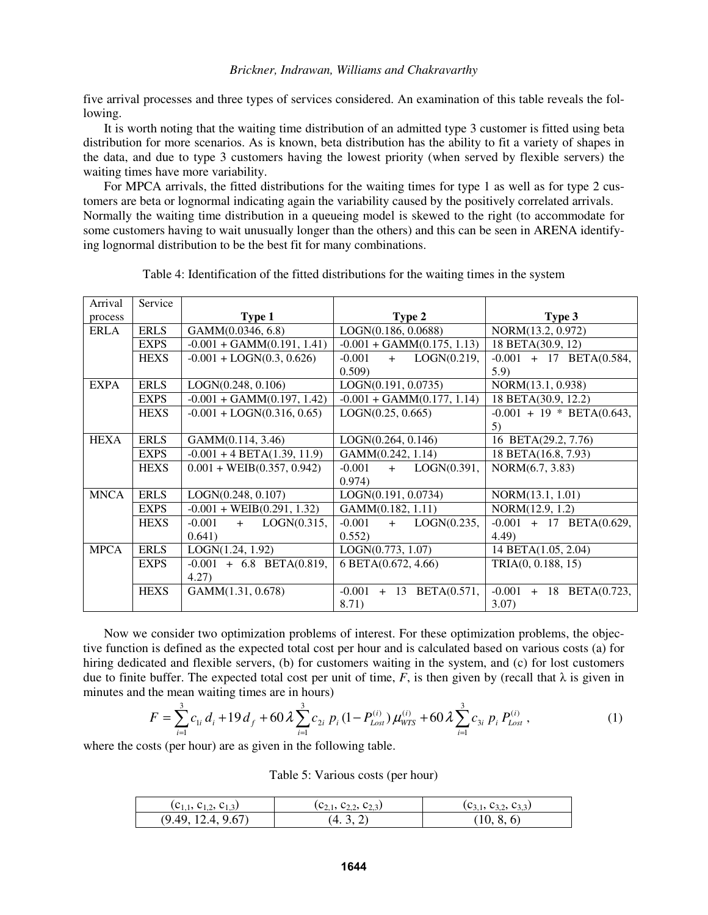five arrival processes and three types of services considered. An examination of this table reveals the following.

It is worth noting that the waiting time distribution of an admitted type 3 customer is fitted using beta distribution for more scenarios. As is known, beta distribution has the ability to fit a variety of shapes in the data, and due to type 3 customers having the lowest priority (when served by flexible servers) the waiting times have more variability.

For MPCA arrivals, the fitted distributions for the waiting times for type 1 as well as for type 2 customers are beta or lognormal indicating again the variability caused by the positively correlated arrivals. Normally the waiting time distribution in a queueing model is skewed to the right (to accommodate for some customers having to wait unusually longer than the others) and this can be seen in ARENA identifying lognormal distribution to be the best fit for many combinations.

Table 4: Identification of the fitted distributions for the waiting times in the system

| Arrival process | Service | Type 1 | Type 2 | Type 3 |
|---|---|---|---|---|
| ERLA | ERLS | GAMM(0.0346, 6.8) | LOGN(0.186, 0.0688) | NORM(13.2, 0.972) |
| | EXPS | -0.001 + GAMM(0.191, 1.41) | -0.001 + GAMM(0.175, 1.13) | 18 BETA(30.9, 12) |
| | HEXS | -0.001 + LOGN(0.3, 0.626) | -0.001 + LOGN(0.219, 0.509) | -0.001 + 17 BETA(0.584, 5.9) |
| EXPA | ERLS | LOGN(0.248, 0.106) | LOGN(0.191, 0.0735) | NORM(13.1, 0.938) |
| | EXPS | -0.001 + GAMM(0.197, 1.42) | -0.001 + GAMM(0.177, 1.14) | 18 BETA(30.9, 12.2) |
| | HEXS | -0.001 + LOGN(0.316, 0.65) | LOGN(0.25, 0.665) | -0.001 + 19 * BETA(0.643, 5) |
| HEXA | ERLS | GAMM(0.114, 3.46) | LOGN(0.264, 0.146) | 16 BETA(29.2, 7.76) |
| | EXPS | -0.001 + 4 BETA(1.39, 11.9) | GAMM(0.242, 1.14) | 18 BETA(16.8, 7.93) |
| | HEXS | 0.001 + WEIB(0.357, 0.942) | -0.001 + LOGN(0.391, 0.974) | NORM(6.7, 3.83) |
| MNCA | ERLS | LOGN(0.248, 0.107) | LOGN(0.191, 0.0734) | NORM(13.1, 1.01) |
| | EXPS | -0.001 + WEIB(0.291, 1.32) | GAMM(0.182, 1.11) | NORM(12.9, 1.2) |
| | HEXS | -0.001 + LOGN(0.315, 0.641) | -0.001 + LOGN(0.235, 0.552) | -0.001 + 17 BETA(0.629, 4.49) |
| MPCA | ERLS | LOGN(1.24, 1.92) | LOGN(0.773, 1.07) | 14 BETA(1.05, 2.04) |
| | EXPS | -0.001 + 6.8 BETA(0.819, 4.27) | 6 BETA(0.672, 4.66) | TRIA(0, 0.188, 15) |
| | HEXS | GAMM(1.31, 0.678) | -0.001 + 13 BETA(0.571, 8.71) | -0.001 + 18 BETA(0.723, 3.07) |

Now we consider two optimization problems of interest. For these optimization problems, the objective function is defined as the expected total cost per hour and is calculated based on various costs (a) for hiring dedicated and flexible servers, (b) for customers waiting in the system, and (c) for lost customers due to finite buffer. The expected total cost per unit of time, $F$, is then given by (recall that $\lambda$ is given in minutes and the mean waiting times are in hours)

$$F = \sum_{i=1}^{3} c_{1i}\, d_i + 19\, d_f + 60\,\lambda \sum_{i=1}^{3} c_{2i}\; p_i\,(1 - P_{Lost}^{(i)})\,\mu_{WTS}^{(i)} + 60\,\lambda \sum_{i=1}^{3} c_{3i}\; p_i\; P_{Lost}^{(i)}\,, \tag{1}$$

where the costs (per hour) are as given in the following table.

Table 5: Various costs (per hour)

| $(c_{1,1}, c_{1,2}, c_{1,3})$ | $(c_{2,1}, c_{2,2}, c_{2,3})$ | $(c_{3,1}, c_{3,2}, c_{3,3})$ |
|---|---|---|
| (9.49, 12.4, 9.67) | (4. 3, 2) | (10, 8, 6) |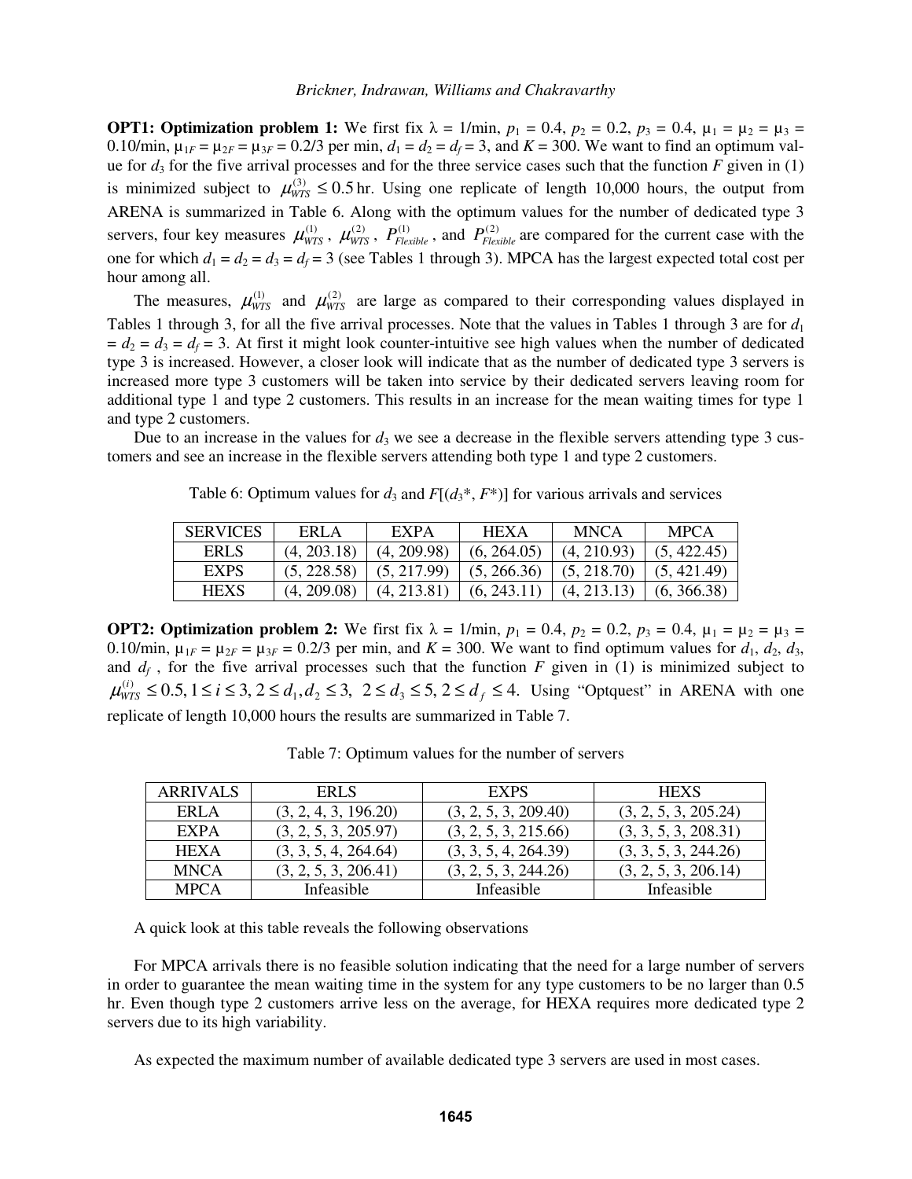**OPT1: Optimization problem 1:** We first fix $\lambda = 1$/min, $p_1 = 0.4$, $p_2 = 0.2$, $p_3 = 0.4$, $\mu_1 = \mu_2 = \mu_3 = 0.10$/min, $\mu_{1F} = \mu_{2F} = \mu_{3F} = 0.2/3$ per min, $d_1 = d_2 = d_f = 3$, and $K = 300$. We want to find an optimum value for $d_3$ for the five arrival processes and for the three service cases such that the function $F$ given in (1) is minimized subject to $\mu_{WTS}^{(3)} \leq 0.5$ hr. Using one replicate of length 10,000 hours, the output from ARENA is summarized in Table 6. Along with the optimum values for the number of dedicated type 3 servers, four key measures $\mu_{WTS}^{(1)}$, $\mu_{WTS}^{(2)}$, $P_{Flexible}^{(1)}$, and $P_{Flexible}^{(2)}$ are compared for the current case with the one for which $d_1 = d_2 = d_3 = d_f = 3$ (see Tables 1 through 3). MPCA has the largest expected total cost per hour among all.

The measures, $\mu_{WTS}^{(1)}$ and $\mu_{WTS}^{(2)}$ are large as compared to their corresponding values displayed in Tables 1 through 3, for all the five arrival processes. Note that the values in Tables 1 through 3 are for $d_1 = d_2 = d_3 = d_f = 3$. At first it might look counter-intuitive see high values when the number of dedicated type 3 is increased. However, a closer look will indicate that as the number of dedicated type 3 servers is increased more type 3 customers will be taken into service by their dedicated servers leaving room for additional type 1 and type 2 customers. This results in an increase for the mean waiting times for type 1 and type 2 customers.

Due to an increase in the values for $d_3$ we see a decrease in the flexible servers attending type 3 customers and see an increase in the flexible servers attending both type 1 and type 2 customers.

Table 6: Optimum values for $d_3$ and $F[(d_3^*, F^*)]$ for various arrivals and services

| SERVICES | ERLA | EXPA | HEXA | MNCA | MPCA |
|---|---|---|---|---|---|
| ERLS | (4, 203.18) | (4, 209.98) | (6, 264.05) | (4, 210.93) | (5, 422.45) |
| EXPS | (5, 228.58) | (5, 217.99) | (5, 266.36) | (5, 218.70) | (5, 421.49) |
| HEXS | (4, 209.08) | (4, 213.81) | (6, 243.11) | (4, 213.13) | (6, 366.38) |

**OPT2: Optimization problem 2:** We first fix $\lambda = 1$/min, $p_1 = 0.4$, $p_2 = 0.2$, $p_3 = 0.4$, $\mu_1 = \mu_2 = \mu_3 = 0.10$/min, $\mu_{1F} = \mu_{2F} = \mu_{3F} = 0.2/3$ per min, and $K = 300$. We want to find optimum values for $d_1$, $d_2$, $d_3$, and $d_f$, for the five arrival processes such that the function $F$ given in (1) is minimized subject to $\mu_{WTS}^{(i)} \leq 0.5, 1 \leq i \leq 3, 2 \leq d_1, d_2 \leq 3, \ 2 \leq d_3 \leq 5, 2 \leq d_f \leq 4$. Using "Optquest" in ARENA with one replicate of length 10,000 hours the results are summarized in Table 7.

Table 7: Optimum values for the number of servers

| ARRIVALS | ERLS | EXPS | HEXS |
|---|---|---|---|
| ERLA | (3, 2, 4, 3, 196.20) | (3, 2, 5, 3, 209.40) | (3, 2, 5, 3, 205.24) |
| EXPA | (3, 2, 5, 3, 205.97) | (3, 2, 5, 3, 215.66) | (3, 3, 5, 3, 208.31) |
| HEXA | (3, 3, 5, 4, 264.64) | (3, 3, 5, 4, 264.39) | (3, 3, 5, 3, 244.26) |
| MNCA | (3, 2, 5, 3, 206.41) | (3, 2, 5, 3, 244.26) | (3, 2, 5, 3, 206.14) |
| MPCA | Infeasible | Infeasible | Infeasible |

A quick look at this table reveals the following observations

For MPCA arrivals there is no feasible solution indicating that the need for a large number of servers in order to guarantee the mean waiting time in the system for any type customers to be no larger than 0.5 hr. Even though type 2 customers arrive less on the average, for HEXA requires more dedicated type 2 servers due to its high variability.

As expected the maximum number of available dedicated type 3 servers are used in most cases.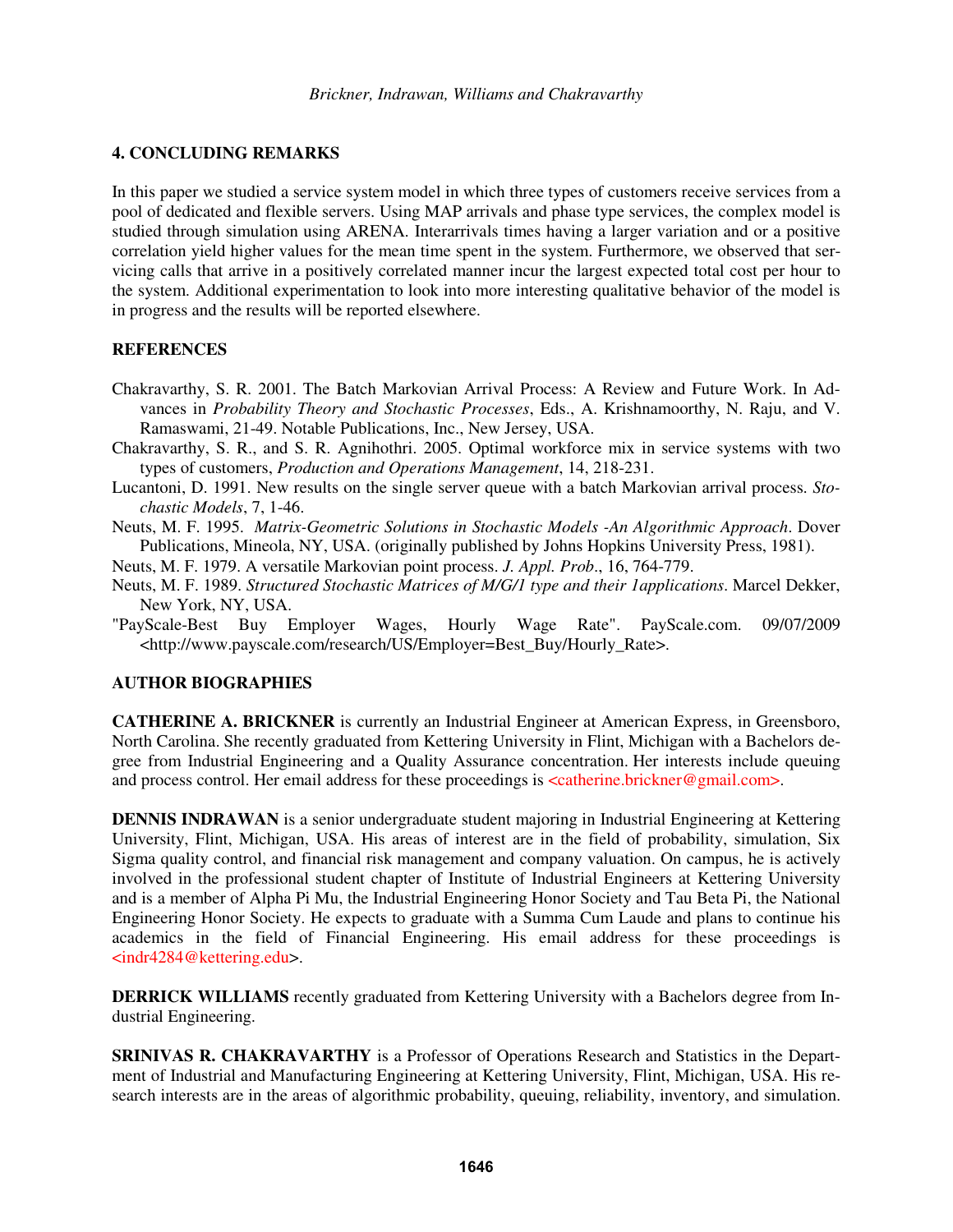## 4. CONCLUDING REMARKS

In this paper we studied a service system model in which three types of customers receive services from a pool of dedicated and flexible servers. Using MAP arrivals and phase type services, the complex model is studied through simulation using ARENA. Interarrivals times having a larger variation and or a positive correlation yield higher values for the mean time spent in the system. Furthermore, we observed that servicing calls that arrive in a positively correlated manner incur the largest expected total cost per hour to the system. Additional experimentation to look into more interesting qualitative behavior of the model is in progress and the results will be reported elsewhere.

## REFERENCES

Chakravarthy, S. R. 2001. The Batch Markovian Arrival Process: A Review and Future Work. In Advances in *Probability Theory and Stochastic Processes*, Eds., A. Krishnamoorthy, N. Raju, and V. Ramaswami, 21-49. Notable Publications, Inc., New Jersey, USA.

Chakravarthy, S. R., and S. R. Agnihothri. 2005. Optimal workforce mix in service systems with two types of customers, *Production and Operations Management*, 14, 218-231.

Lucantoni, D. 1991. New results on the single server queue with a batch Markovian arrival process. *Stochastic Models*, 7, 1-46.

Neuts, M. F. 1995. *Matrix-Geometric Solutions in Stochastic Models -An Algorithmic Approach*. Dover Publications, Mineola, NY, USA. (originally published by Johns Hopkins University Press, 1981).

Neuts, M. F. 1979. A versatile Markovian point process. *J. Appl. Prob*., 16, 764-779.

Neuts, M. F. 1989. *Structured Stochastic Matrices of M/G/1 type and their 1applications*. Marcel Dekker, New York, NY, USA.

"PayScale-Best Buy Employer Wages, Hourly Wage Rate". PayScale.com. 09/07/2009 <http://www.payscale.com/research/US/Employer=Best_Buy/Hourly_Rate>.

## AUTHOR BIOGRAPHIES

**CATHERINE A. BRICKNER** is currently an Industrial Engineer at American Express, in Greensboro, North Carolina. She recently graduated from Kettering University in Flint, Michigan with a Bachelors degree from Industrial Engineering and a Quality Assurance concentration. Her interests include queuing and process control. Her email address for these proceedings is <catherine.brickner@gmail.com>.

**DENNIS INDRAWAN** is a senior undergraduate student majoring in Industrial Engineering at Kettering University, Flint, Michigan, USA. His areas of interest are in the field of probability, simulation, Six Sigma quality control, and financial risk management and company valuation. On campus, he is actively involved in the professional student chapter of Institute of Industrial Engineers at Kettering University and is a member of Alpha Pi Mu, the Industrial Engineering Honor Society and Tau Beta Pi, the National Engineering Honor Society. He expects to graduate with a Summa Cum Laude and plans to continue his academics in the field of Financial Engineering. His email address for these proceedings is <indr4284@kettering.edu>.

**DERRICK WILLIAMS** recently graduated from Kettering University with a Bachelors degree from Industrial Engineering.

**SRINIVAS R. CHAKRAVARTHY** is a Professor of Operations Research and Statistics in the Department of Industrial and Manufacturing Engineering at Kettering University, Flint, Michigan, USA. His research interests are in the areas of algorithmic probability, queuing, reliability, inventory, and simulation.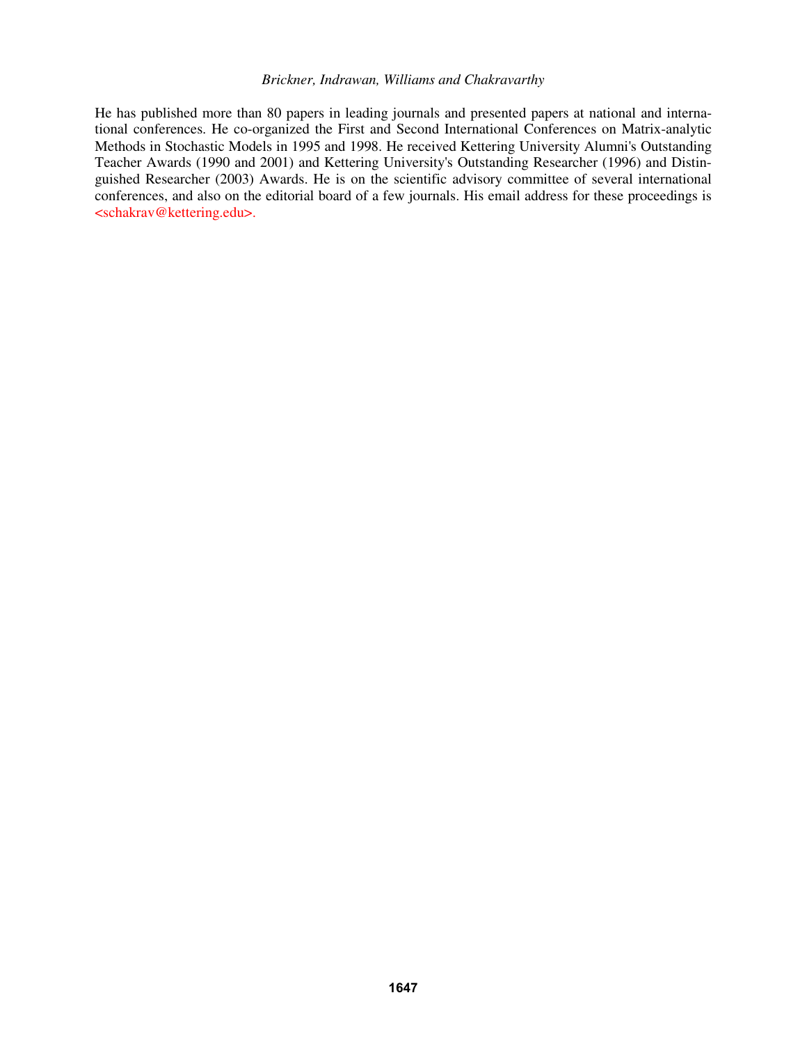He has published more than 80 papers in leading journals and presented papers at national and international conferences. He co-organized the First and Second International Conferences on Matrix-analytic Methods in Stochastic Models in 1995 and 1998. He received Kettering University Alumni's Outstanding Teacher Awards (1990 and 2001) and Kettering University's Outstanding Researcher (1996) and Distinguished Researcher (2003) Awards. He is on the scientific advisory committee of several international conferences, and also on the editorial board of a few journals. His email address for these proceedings is <schakrav@kettering.edu>.